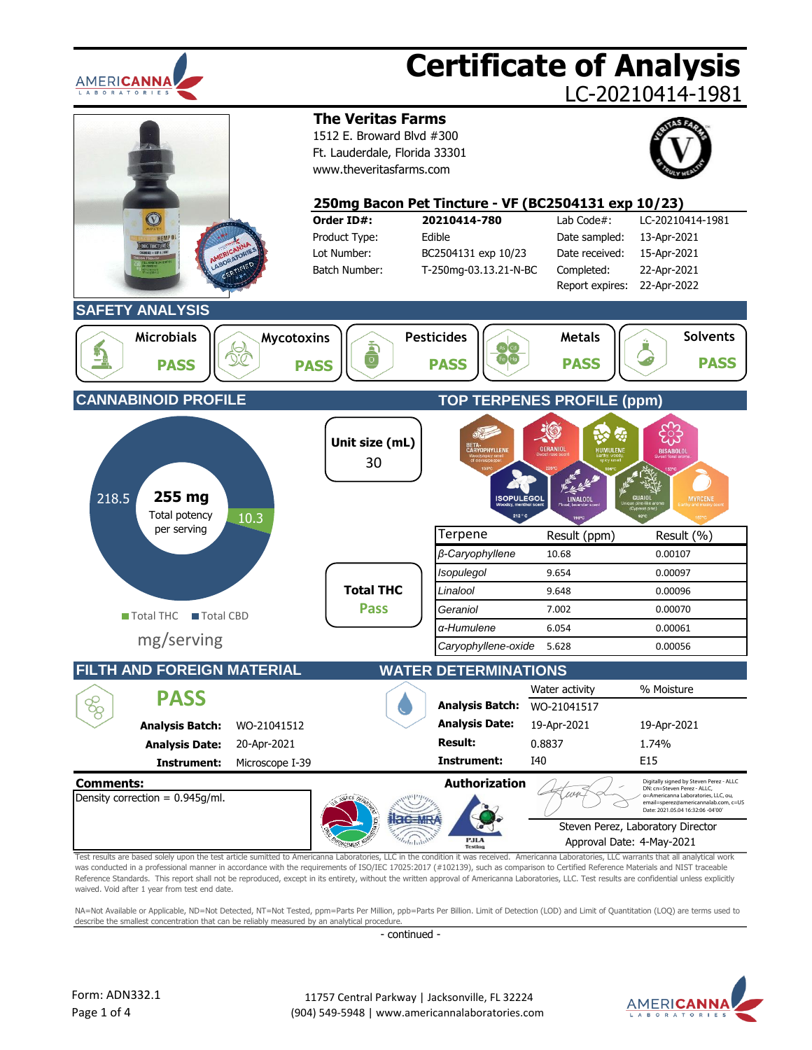# Certificate of Analysis

LC-20210414-1981

## The Veritas Farms

1512 E. Broward Blvd #300
Ft. Lauderdale, Florida 33301
www.theveritasfarms.com

### 250mg Bacon Pet Tincture - VF (BC2504131 exp 10/23)

| | | | |
|---|---|---|---|
| **Order ID#:** | **20210414-780** | Lab Code#: | LC-20210414-1981 |
| Product Type: | Edible | Date sampled: | 13-Apr-2021 |
| Lot Number: | BC2504131 exp 10/23 | Date received: | 15-Apr-2021 |
| Batch Number: | T-250mg-03.13.21-N-BC | Completed: | 22-Apr-2021 |
| | | Report expires: | 22-Apr-2022 |

## SAFETY ANALYSIS

| Microbials | Mycotoxins | Pesticides | Metals | Solvents |
|---|---|---|---|---|
| PASS | PASS | PASS | PASS | PASS |

## CANNABINOID PROFILE

**255 mg** Total potency per serving

- Total THC: 10.3
- Total CBD: 218.5

mg/serving

**Unit size (mL)** 30

**Total THC** Pass

## TOP TERPENES PROFILE (ppm)

| Terpene | Result (ppm) | Result (%) |
|---|---|---|
| *β-Caryophyllene* | 10.68 | 0.00107 |
| *Isopulegol* | 9.654 | 0.00097 |
| *Linalool* | 9.648 | 0.00096 |
| *Geraniol* | 7.002 | 0.00070 |
| *α-Humulene* | 6.054 | 0.00061 |
| *Caryophyllene-oxide* | 5.628 | 0.00056 |

## FILTH AND FOREIGN MATERIAL

**PASS**

**Analysis Batch:** WO-21041512
**Analysis Date:** 20-Apr-2021
**Instrument:** Microscope I-39

## WATER DETERMINATIONS

| | Water activity | % Moisture |
|---|---|---|
| **Analysis Batch:** | WO-21041517 | |
| **Analysis Date:** | 19-Apr-2021 | 19-Apr-2021 |
| **Result:** | 0.8837 | 1.74% |
| **Instrument:** | I40 | E15 |

**Comments:**
Density correction = 0.945g/ml.

**Authorization**

Digitally signed by Steven Perez - ALLC DN: cn=Steven Perez - ALLC, o=Americanna Laboratories, LLC, ou, email=sperez@americannalab.com, c=US Date: 2021.05.04 16:32:06 -04'00'

Steven Perez, Laboratory Director
Approval Date: 4-May-2021

Test results are based solely upon the test article sumitted to Americanna Laboratories, LLC in the condition it was received. Americanna Laboratories, LLC warrants that all analytical work was conducted in a professional manner in accordance with the requirements of ISO/IEC 17025:2017 (#102139), such as comparison to Certified Reference Materials and NIST traceable Reference Standards. This report shall not be reproduced, except in its entirety, without the written approval of Americanna Laboratories, LLC. Test results are confidential unless explicitly waived. Void after 1 year from test end date.

NA=Not Available or Applicable, ND=Not Detected, NT=Not Tested, ppm=Parts Per Million, ppb=Parts Per Billion. Limit of Detection (LOD) and Limit of Quantitation (LOQ) are terms used to describe the smallest concentration that can be reliably measured by an analytical procedure.

- continued -

Form: ADN332.1

11757 Central Parkway | Jacksonville, FL 32224
(904) 549-5948 | www.americannalaboratories.com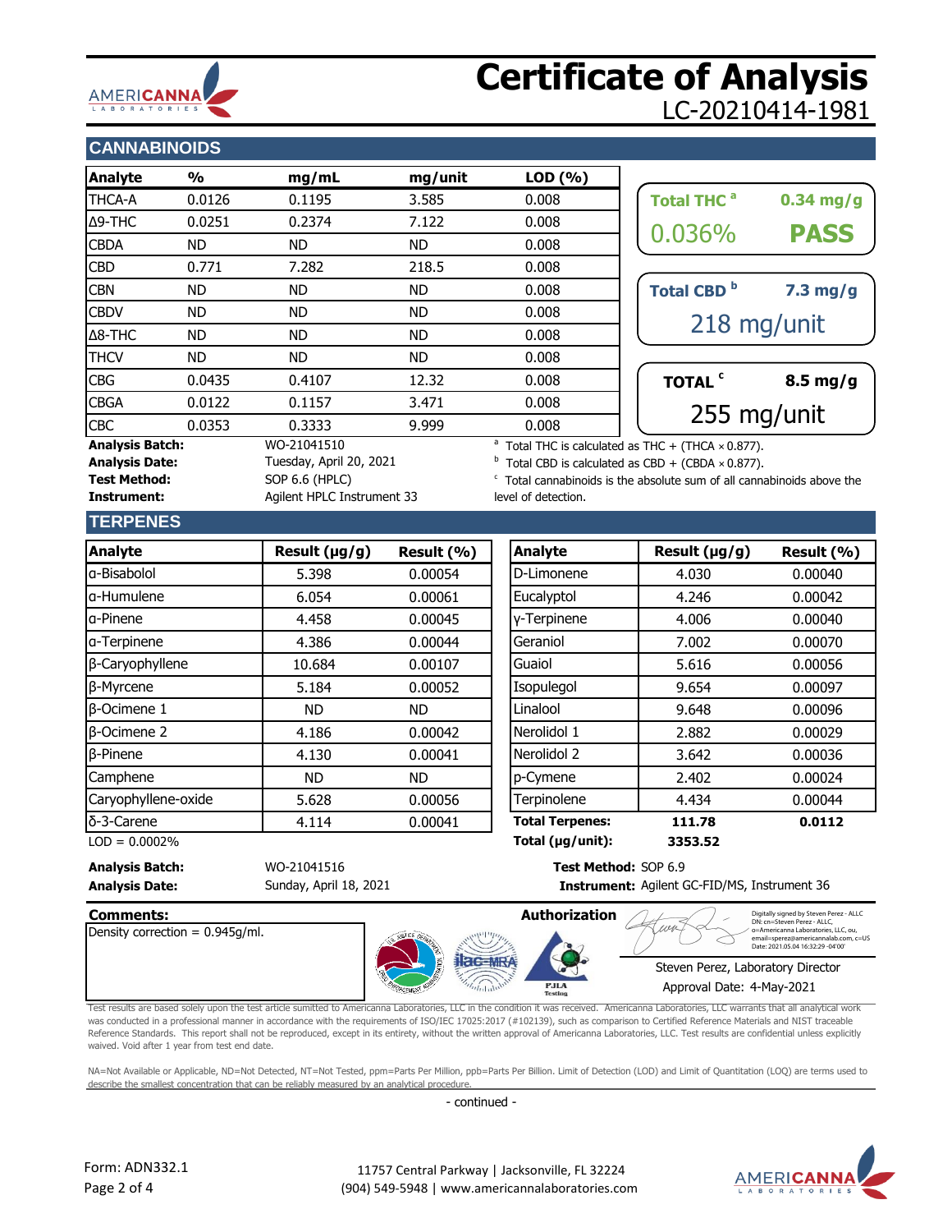# Certificate of Analysis

LC-20210414-1981

## CANNABINOIDS

| Analyte | % | mg/mL | mg/unit | LOD (%) |
|---|---|---|---|---|
| THCA-A | 0.0126 | 0.1195 | 3.585 | 0.008 |
| Δ9-THC | 0.0251 | 0.2374 | 7.122 | 0.008 |
| CBDA | ND | ND | ND | 0.008 |
| CBD | 0.771 | 7.282 | 218.5 | 0.008 |
| CBN | ND | ND | ND | 0.008 |
| CBDV | ND | ND | ND | 0.008 |
| Δ8-THC | ND | ND | ND | 0.008 |
| THCV | ND | ND | ND | 0.008 |
| CBG | 0.0435 | 0.4107 | 12.32 | 0.008 |
| CBGA | 0.0122 | 0.1157 | 3.471 | 0.008 |
| CBC | 0.0353 | 0.3333 | 9.999 | 0.008 |

**Total THC** [a] 0.34 mg/g
0.036% **PASS**

**Total CBD** [b] 7.3 mg/g
218 mg/unit

**TOTAL** [c] 8.5 mg/g
255 mg/unit

**Analysis Batch:** WO-21041510
**Analysis Date:** Tuesday, April 20, 2021
**Test Method:** SOP 6.6 (HPLC)
**Instrument:** Agilent HPLC Instrument 33

[a] Total THC is calculated as THC + (THCA × 0.877).
[b] Total CBD is calculated as CBD + (CBDA × 0.877).
[c] Total cannabinoids is the absolute sum of all cannabinoids above the level of detection.

## TERPENES

| Analyte | Result (µg/g) | Result (%) | Analyte | Result (µg/g) | Result (%) |
|---|---|---|---|---|---|
| α-Bisabolol | 5.398 | 0.00054 | D-Limonene | 4.030 | 0.00040 |
| α-Humulene | 6.054 | 0.00061 | Eucalyptol | 4.246 | 0.00042 |
| α-Pinene | 4.458 | 0.00045 | γ-Terpinene | 4.006 | 0.00040 |
| α-Terpinene | 4.386 | 0.00044 | Geraniol | 7.002 | 0.00070 |
| β-Caryophyllene | 10.684 | 0.00107 | Guaiol | 5.616 | 0.00056 |
| β-Myrcene | 5.184 | 0.00052 | Isopulegol | 9.654 | 0.00097 |
| β-Ocimene 1 | ND | ND | Linalool | 9.648 | 0.00096 |
| β-Ocimene 2 | 4.186 | 0.00042 | Nerolidol 1 | 2.882 | 0.00029 |
| β-Pinene | 4.130 | 0.00041 | Nerolidol 2 | 3.642 | 0.00036 |
| Camphene | ND | ND | p-Cymene | 2.402 | 0.00024 |
| Caryophyllene-oxide | 5.628 | 0.00056 | Terpinolene | 4.434 | 0.00044 |
| δ-3-Carene | 4.114 | 0.00041 | **Total Terpenes:** | **111.78** | **0.0112** |
| | | | **Total (µg/unit):** | **3353.52** | |

LOD = 0.0002%

**Analysis Batch:** WO-21041516
**Analysis Date:** Sunday, April 18, 2021
**Test Method:** SOP 6.9
**Instrument:** Agilent GC-FID/MS, Instrument 36

**Comments:**
Density correction = 0.945g/ml.

**Authorization**

Digitally signed by Steven Perez - ALLC
DN: cn=Steven Perez - ALLC, o=Americanna Laboratories, LLC, ou, email=sperez@americannalab.com, c=US
Date: 2021.05.04 16:32:29 -04'00'

Steven Perez, Laboratory Director
Approval Date: 4-May-2021

Test results are based solely upon the test article sumitted to Americanna Laboratories, LLC in the condition it was received. Americanna Laboratories, LLC warrants that all analytical work was conducted in a professional manner in accordance with the requirements of ISO/IEC 17025:2017 (#102139), such as comparison to Certified Reference Materials and NIST traceable Reference Standards. This report shall not be reproduced, except in its entirety, without the written approval of Americanna Laboratories, LLC. Test results are confidential unless explicitly waived. Void after 1 year from test end date.

NA=Not Available or Applicable, ND=Not Detected, NT=Not Tested, ppm=Parts Per Million, ppb=Parts Per Billion. Limit of Detection (LOD) and Limit of Quantitation (LOQ) are terms used to describe the smallest concentration that can be reliably measured by an analytical procedure.

- continued -

Form: ADN332.1

11757 Central Parkway | Jacksonville, FL 32224
(904) 549-5948 | www.americannalaboratories.com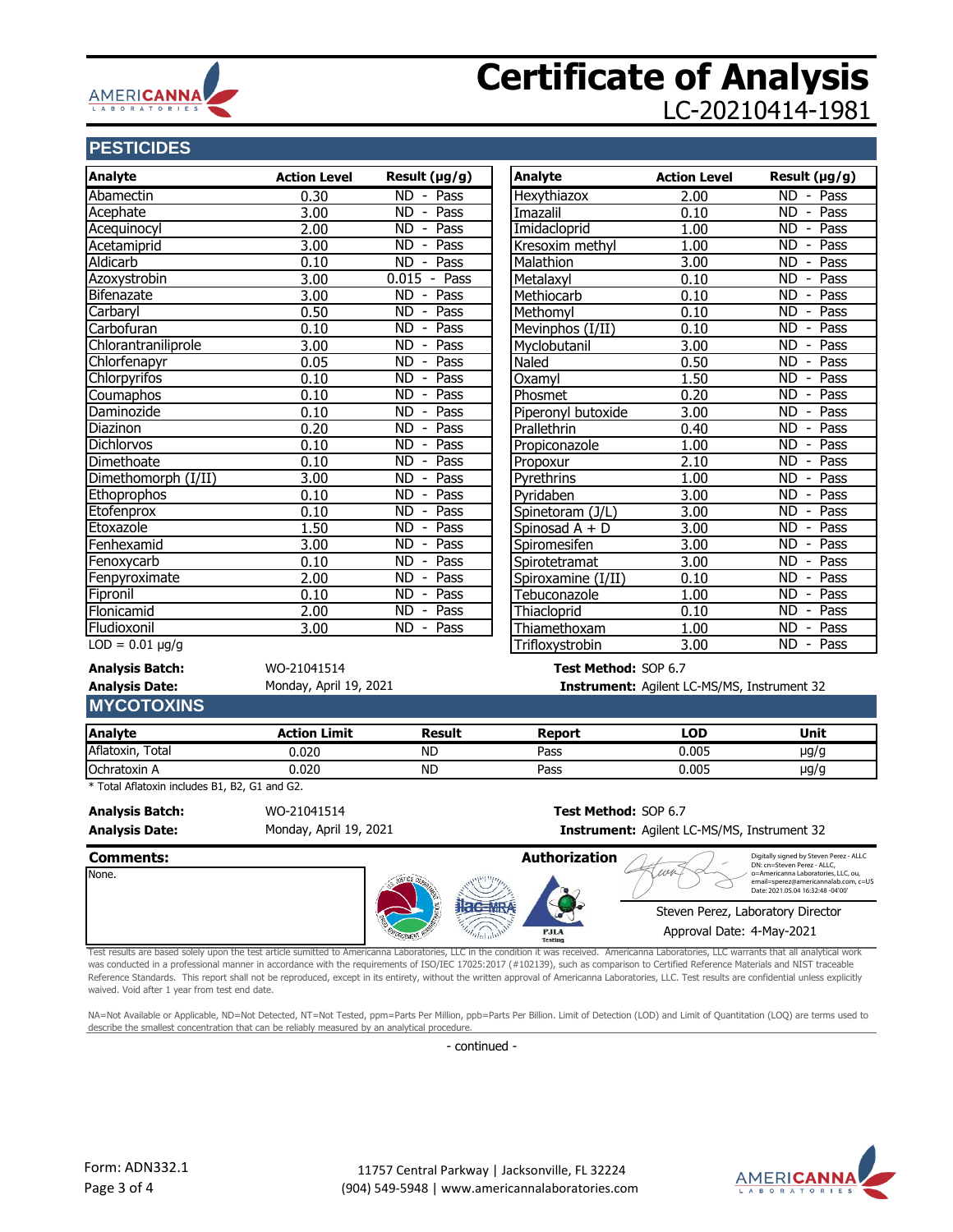# Certificate of Analysis

LC-20210414-1981

## PESTICIDES

| Analyte | Action Level | Result (µg/g) |
|---|---|---|
| Abamectin | 0.30 | ND - Pass |
| Acephate | 3.00 | ND - Pass |
| Acequinocyl | 2.00 | ND - Pass |
| Acetamiprid | 3.00 | ND - Pass |
| Aldicarb | 0.10 | ND - Pass |
| Azoxystrobin | 3.00 | 0.015 - Pass |
| Bifenazate | 3.00 | ND - Pass |
| Carbaryl | 0.50 | ND - Pass |
| Carbofuran | 0.10 | ND - Pass |
| Chlorantraniliprole | 3.00 | ND - Pass |
| Chlorfenapyr | 0.05 | ND - Pass |
| Chlorpyrifos | 0.10 | ND - Pass |
| Coumaphos | 0.10 | ND - Pass |
| Daminozide | 0.10 | ND - Pass |
| Diazinon | 0.20 | ND - Pass |
| Dichlorvos | 0.10 | ND - Pass |
| Dimethoate | 0.10 | ND - Pass |
| Dimethomorph (I/II) | 3.00 | ND - Pass |
| Ethoprophos | 0.10 | ND - Pass |
| Etofenprox | 0.10 | ND - Pass |
| Etoxazole | 1.50 | ND - Pass |
| Fenhexamid | 3.00 | ND - Pass |
| Fenoxycarb | 0.10 | ND - Pass |
| Fenpyroximate | 2.00 | ND - Pass |
| Fipronil | 0.10 | ND - Pass |
| Flonicamid | 2.00 | ND - Pass |
| Fludioxonil | 3.00 | ND - Pass |
| Hexythiazox | 2.00 | ND - Pass |
| Imazalil | 0.10 | ND - Pass |
| Imidacloprid | 1.00 | ND - Pass |
| Kresoxim methyl | 1.00 | ND - Pass |
| Malathion | 3.00 | ND - Pass |
| Metalaxyl | 0.10 | ND - Pass |
| Methiocarb | 0.10 | ND - Pass |
| Methomyl | 0.10 | ND - Pass |
| Mevinphos (I/II) | 0.10 | ND - Pass |
| Myclobutanil | 3.00 | ND - Pass |
| Naled | 0.50 | ND - Pass |
| Oxamyl | 1.50 | ND - Pass |
| Phosmet | 0.20 | ND - Pass |
| Piperonyl butoxide | 3.00 | ND - Pass |
| Prallethrin | 0.40 | ND - Pass |
| Propiconazole | 1.00 | ND - Pass |
| Propoxur | 2.10 | ND - Pass |
| Pyrethrins | 1.00 | ND - Pass |
| Pyridaben | 3.00 | ND - Pass |
| Spinetoram (J/L) | 3.00 | ND - Pass |
| Spinosad A + D | 3.00 | ND - Pass |
| Spiromesifen | 3.00 | ND - Pass |
| Spirotetramat | 3.00 | ND - Pass |
| Spiroxamine (I/II) | 0.10 | ND - Pass |
| Tebuconazole | 1.00 | ND - Pass |
| Thiacloprid | 0.10 | ND - Pass |
| Thiamethoxam | 1.00 | ND - Pass |
| Trifloxystrobin | 3.00 | ND - Pass |

LOD = 0.01 µg/g

**Analysis Batch:** WO-21041514
**Analysis Date:** Monday, April 19, 2021
**Test Method:** SOP 6.7
**Instrument:** Agilent LC-MS/MS, Instrument 32

## MYCOTOXINS

| Analyte | Action Limit | Result | Report | LOD | Unit |
|---|---|---|---|---|---|
| Aflatoxin, Total | 0.020 | ND | Pass | 0.005 | µg/g |
| Ochratoxin A | 0.020 | ND | Pass | 0.005 | µg/g |

* Total Aflatoxin includes B1, B2, G1 and G2.

**Analysis Batch:** WO-21041514
**Analysis Date:** Monday, April 19, 2021
**Test Method:** SOP 6.7
**Instrument:** Agilent LC-MS/MS, Instrument 32

**Comments:**

None.

**Authorization**

Digitally signed by Steven Perez - ALLC
DN: cn=Steven Perez - ALLC, o=Americanna Laboratories, LLC, ou, email=sperez@americannalab.com, c=US
Date: 2021.05.04 16:32:48 -04'00'

Steven Perez, Laboratory Director
Approval Date: 4-May-2021

Test results are based solely upon the test article sumitted to Americanna Laboratories, LLC in the condition it was received. Americanna Laboratories, LLC warrants that all analytical work was conducted in a professional manner in accordance with the requirements of ISO/IEC 17025:2017 (#102139), such as comparison to Certified Reference Materials and NIST traceable Reference Standards. This report shall not be reproduced, except in its entirety, without the written approval of Americanna Laboratories, LLC. Test results are confidential unless explicitly waived. Void after 1 year from test end date.

NA=Not Available or Applicable, ND=Not Detected, NT=Not Tested, ppm=Parts Per Million, ppb=Parts Per Billion. Limit of Detection (LOD) and Limit of Quantitation (LOQ) are terms used to describe the smallest concentration that can be reliably measured by an analytical procedure.

- continued -

Form: ADN332.1

11757 Central Parkway | Jacksonville, FL 32224
(904) 549-5948 | www.americannalaboratories.com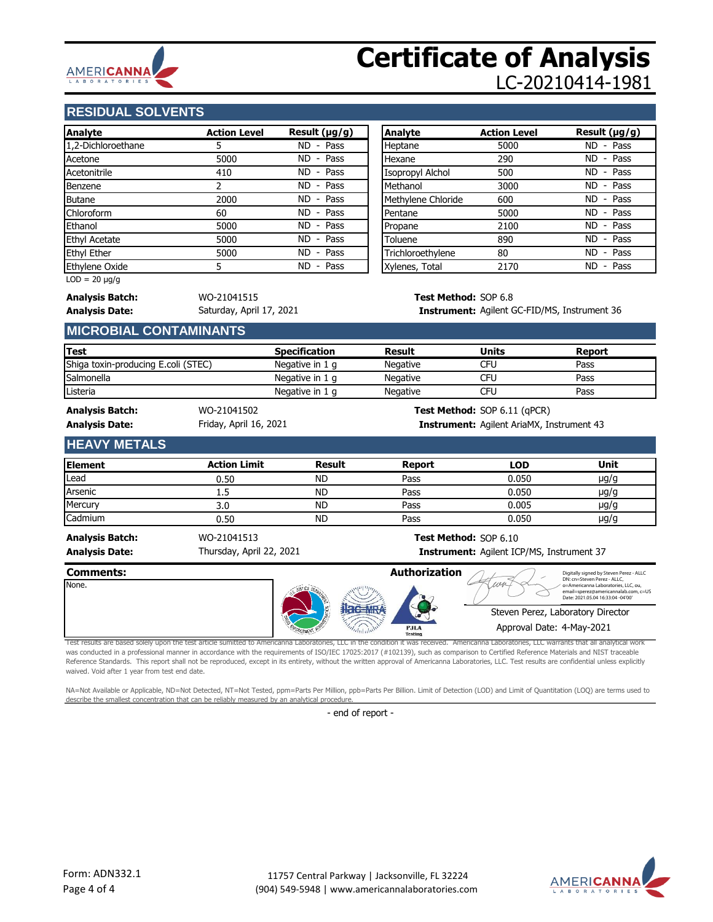# Certificate of Analysis

LC-20210414-1981

## RESIDUAL SOLVENTS

| Analyte | Action Level | Result (µg/g) | Analyte | Action Level | Result (µg/g) |
|---|---|---|---|---|---|
| 1,2-Dichloroethane | 5 | ND - Pass | Heptane | 5000 | ND - Pass |
| Acetone | 5000 | ND - Pass | Hexane | 290 | ND - Pass |
| Acetonitrile | 410 | ND - Pass | Isopropyl Alchol | 500 | ND - Pass |
| Benzene | 2 | ND - Pass | Methanol | 3000 | ND - Pass |
| Butane | 2000 | ND - Pass | Methylene Chloride | 600 | ND - Pass |
| Chloroform | 60 | ND - Pass | Pentane | 5000 | ND - Pass |
| Ethanol | 5000 | ND - Pass | Propane | 2100 | ND - Pass |
| Ethyl Acetate | 5000 | ND - Pass | Toluene | 890 | ND - Pass |
| Ethyl Ether | 5000 | ND - Pass | Trichloroethylene | 80 | ND - Pass |
| Ethylene Oxide | 5 | ND - Pass | Xylenes, Total | 2170 | ND - Pass |

LOD = 20 µg/g

**Analysis Batch:** WO-21041515
**Analysis Date:** Saturday, April 17, 2021
**Test Method:** SOP 6.8
**Instrument:** Agilent GC-FID/MS, Instrument 36

## MICROBIAL CONTAMINANTS

| Test | Specification | Result | Units | Report |
|---|---|---|---|---|
| Shiga toxin-producing E.coli (STEC) | Negative in 1 g | Negative | CFU | Pass |
| Salmonella | Negative in 1 g | Negative | CFU | Pass |
| Listeria | Negative in 1 g | Negative | CFU | Pass |

**Analysis Batch:** WO-21041502
**Analysis Date:** Friday, April 16, 2021
**Test Method:** SOP 6.11 (qPCR)
**Instrument:** Agilent AriaMX, Instrument 43

## HEAVY METALS

| Element | Action Limit | Result | Report | LOD | Unit |
|---|---|---|---|---|---|
| Lead | 0.50 | ND | Pass | 0.050 | µg/g |
| Arsenic | 1.5 | ND | Pass | 0.050 | µg/g |
| Mercury | 3.0 | ND | Pass | 0.005 | µg/g |
| Cadmium | 0.50 | ND | Pass | 0.050 | µg/g |

**Analysis Batch:** WO-21041513
**Analysis Date:** Thursday, April 22, 2021
**Test Method:** SOP 6.10
**Instrument:** Agilent ICP/MS, Instrument 37

**Comments:**

None.

**Authorization**

Digitally signed by Steven Perez - ALLC
DN: cn=Steven Perez - ALLC, o=Americanna Laboratories, LLC, ou, email=sperez@americannalab.com, c=US
Date: 2021.05.04 16:33:04 -04'00'

Steven Perez, Laboratory Director
Approval Date: 4-May-2021

Test results are based solely upon the test article sumitted to Americanna Laboratories, LLC in the condition it was received. Americanna Laboratories, LLC warrants that all analytical work was conducted in a professional manner in accordance with the requirements of ISO/IEC 17025:2017 (#102139), such as comparison to Certified Reference Materials and NIST traceable Reference Standards. This report shall not be reproduced, except in its entirety, without the written approval of Americanna Laboratories, LLC. Test results are confidential unless explicitly waived. Void after 1 year from test end date.

NA=Not Available or Applicable, ND=Not Detected, NT=Not Tested, ppm=Parts Per Million, ppb=Parts Per Billion. Limit of Detection (LOD) and Limit of Quantitation (LOQ) are terms used to describe the smallest concentration that can be reliably measured by an analytical procedure.

- end of report -

Form: ADN332.1

11757 Central Parkway | Jacksonville, FL 32224
(904) 549-5948 | www.americannalaboratories.com